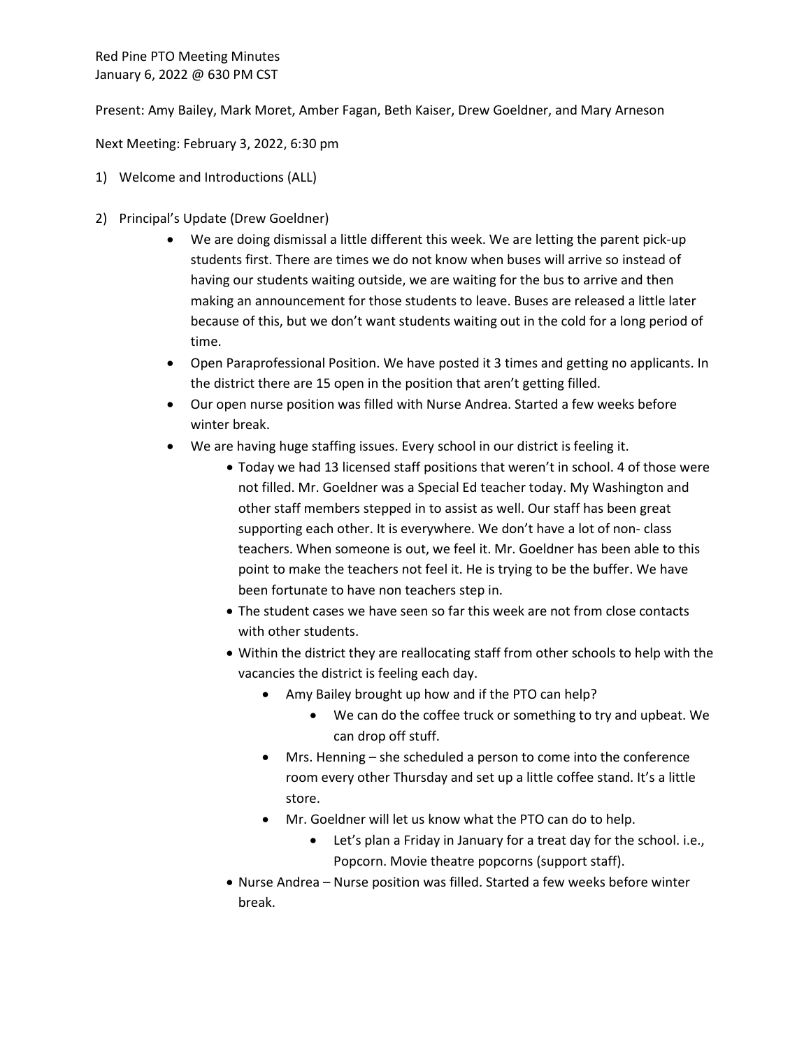Red Pine PTO Meeting Minutes
January 6, 2022 @ 630 PM CST

Present: Amy Bailey, Mark Moret, Amber Fagan, Beth Kaiser, Drew Goeldner, and Mary Arneson

Next Meeting: February 3, 2022, 6:30 pm

1) Welcome and Introductions (ALL)

2) Principal's Update (Drew Goeldner)
   - We are doing dismissal a little different this week. We are letting the parent pick-up students first. There are times we do not know when buses will arrive so instead of having our students waiting outside, we are waiting for the bus to arrive and then making an announcement for those students to leave. Buses are released a little later because of this, but we don't want students waiting out in the cold for a long period of time.
   - Open Paraprofessional Position. We have posted it 3 times and getting no applicants. In the district there are 15 open in the position that aren't getting filled.
   - Our open nurse position was filled with Nurse Andrea. Started a few weeks before winter break.
   - We are having huge staffing issues. Every school in our district is feeling it.
     - Today we had 13 licensed staff positions that weren't in school. 4 of those were not filled. Mr. Goeldner was a Special Ed teacher today. My Washington and other staff members stepped in to assist as well. Our staff has been great supporting each other. It is everywhere. We don't have a lot of non- class teachers. When someone is out, we feel it. Mr. Goeldner has been able to this point to make the teachers not feel it. He is trying to be the buffer. We have been fortunate to have non teachers step in.
     - The student cases we have seen so far this week are not from close contacts with other students.
     - Within the district they are reallocating staff from other schools to help with the vacancies the district is feeling each day.
       - Amy Bailey brought up how and if the PTO can help?
         - We can do the coffee truck or something to try and upbeat. We can drop off stuff.
       - Mrs. Henning – she scheduled a person to come into the conference room every other Thursday and set up a little coffee stand. It's a little store.
       - Mr. Goeldner will let us know what the PTO can do to help.
         - Let's plan a Friday in January for a treat day for the school. i.e., Popcorn. Movie theatre popcorns (support staff).
     - Nurse Andrea – Nurse position was filled. Started a few weeks before winter break.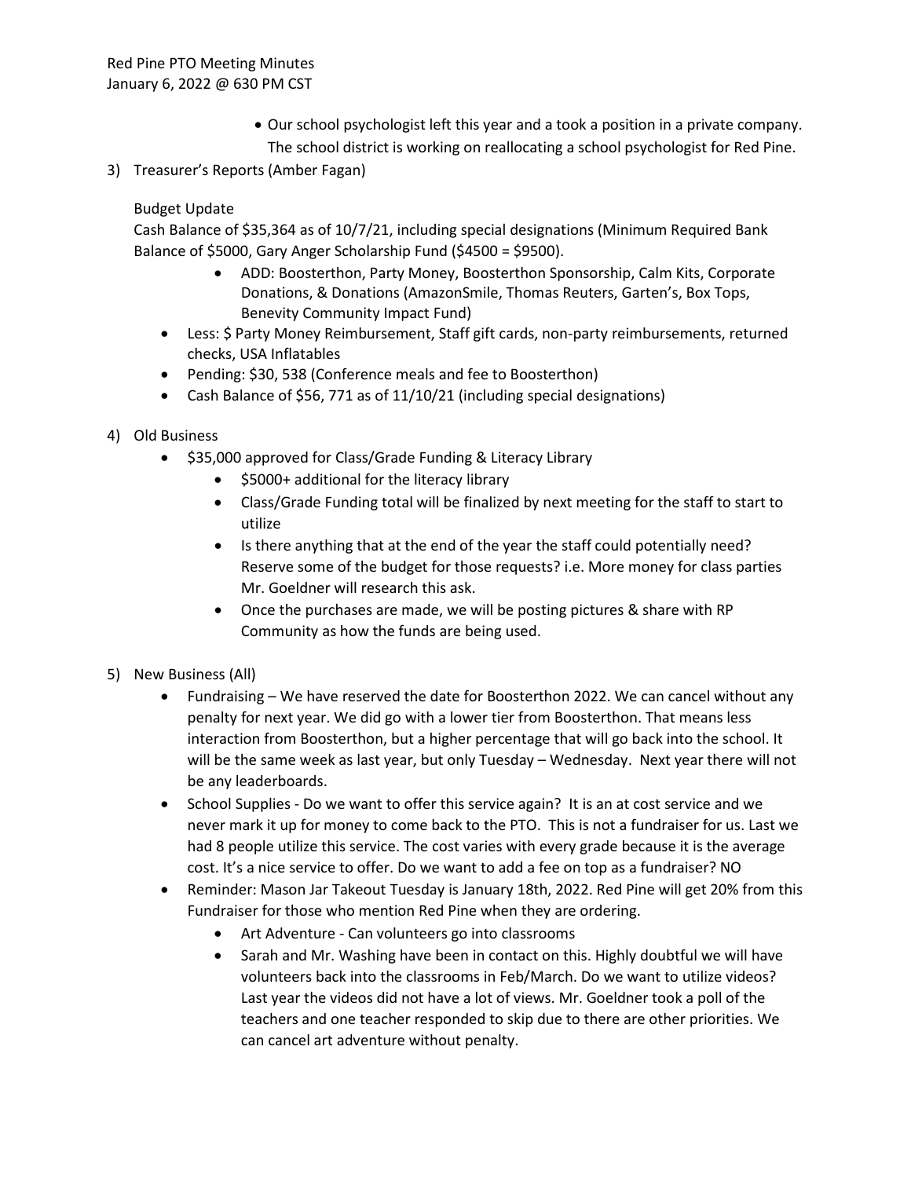- Our school psychologist left this year and a took a position in a private company. The school district is working on reallocating a school psychologist for Red Pine.

3) Treasurer's Reports (Amber Fagan)

   Budget Update
   Cash Balance of $35,364 as of 10/7/21, including special designations (Minimum Required Bank Balance of $5000, Gary Anger Scholarship Fund ($4500 = $9500).

   - ADD: Boosterthon, Party Money, Boosterthon Sponsorship, Calm Kits, Corporate Donations, & Donations (AmazonSmile, Thomas Reuters, Garten's, Box Tops, Benevity Community Impact Fund)
   - Less: $ Party Money Reimbursement, Staff gift cards, non-party reimbursements, returned checks, USA Inflatables
   - Pending: $30, 538 (Conference meals and fee to Boosterthon)
   - Cash Balance of $56, 771 as of 11/10/21 (including special designations)

4) Old Business
   - $35,000 approved for Class/Grade Funding & Literacy Library
     - $5000+ additional for the literacy library
     - Class/Grade Funding total will be finalized by next meeting for the staff to start to utilize
     - Is there anything that at the end of the year the staff could potentially need? Reserve some of the budget for those requests? i.e. More money for class parties Mr. Goeldner will research this ask.
     - Once the purchases are made, we will be posting pictures & share with RP Community as how the funds are being used.

5) New Business (All)
   - Fundraising – We have reserved the date for Boosterthon 2022. We can cancel without any penalty for next year. We did go with a lower tier from Boosterthon. That means less interaction from Boosterthon, but a higher percentage that will go back into the school. It will be the same week as last year, but only Tuesday – Wednesday. Next year there will not be any leaderboards.
   - School Supplies - Do we want to offer this service again? It is an at cost service and we never mark it up for money to come back to the PTO. This is not a fundraiser for us. Last we had 8 people utilize this service. The cost varies with every grade because it is the average cost. It's a nice service to offer. Do we want to add a fee on top as a fundraiser? NO
   - Reminder: Mason Jar Takeout Tuesday is January 18th, 2022. Red Pine will get 20% from this Fundraiser for those who mention Red Pine when they are ordering.
     - Art Adventure - Can volunteers go into classrooms
     - Sarah and Mr. Washing have been in contact on this. Highly doubtful we will have volunteers back into the classrooms in Feb/March. Do we want to utilize videos? Last year the videos did not have a lot of views. Mr. Goeldner took a poll of the teachers and one teacher responded to skip due to there are other priorities. We can cancel art adventure without penalty.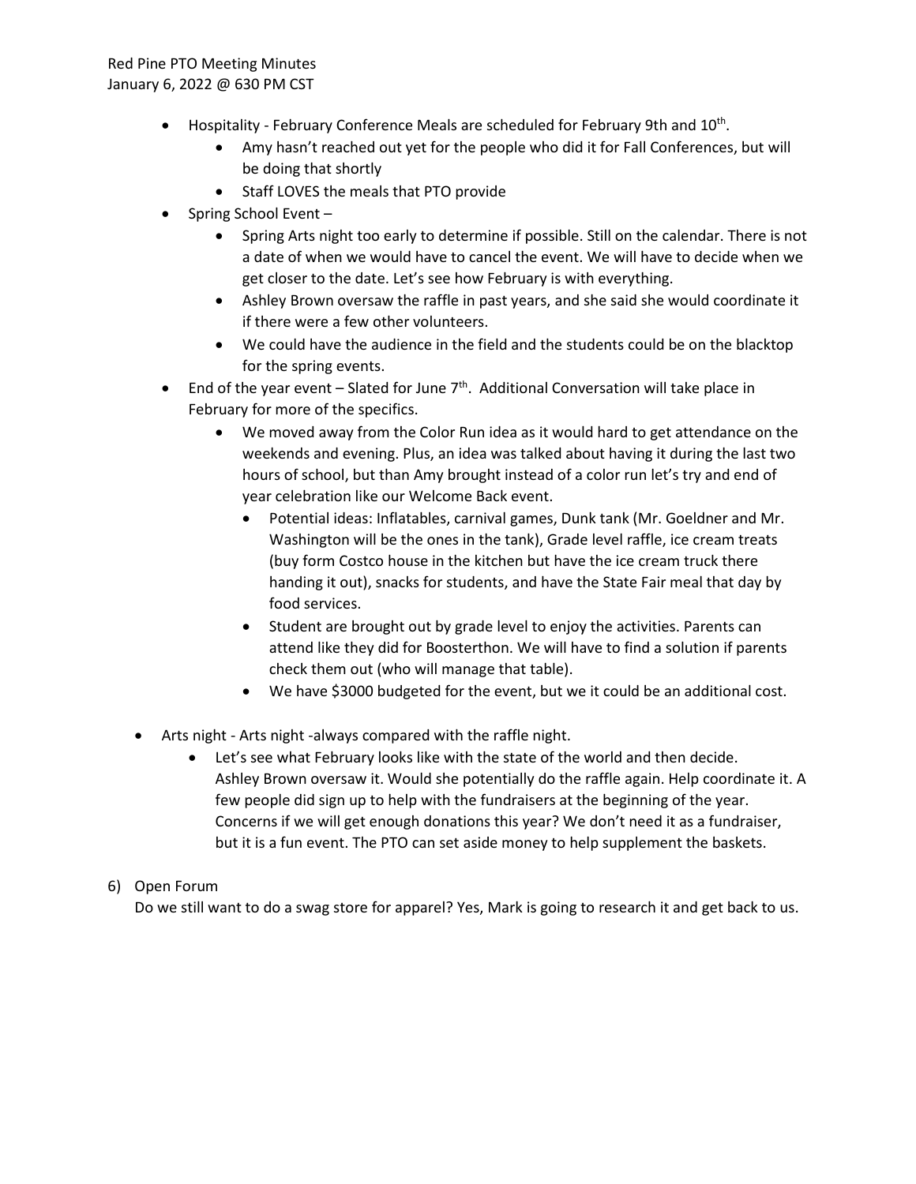- Hospitality - February Conference Meals are scheduled for February 9th and 10th.
    - Amy hasn't reached out yet for the people who did it for Fall Conferences, but will be doing that shortly
    - Staff LOVES the meals that PTO provide
- Spring School Event –
    - Spring Arts night too early to determine if possible. Still on the calendar. There is not a date of when we would have to cancel the event. We will have to decide when we get closer to the date. Let's see how February is with everything.
    - Ashley Brown oversaw the raffle in past years, and she said she would coordinate it if there were a few other volunteers.
    - We could have the audience in the field and the students could be on the blacktop for the spring events.
- End of the year event – Slated for June 7th. Additional Conversation will take place in February for more of the specifics.
    - We moved away from the Color Run idea as it would hard to get attendance on the weekends and evening. Plus, an idea was talked about having it during the last two hours of school, but than Amy brought instead of a color run let's try and end of year celebration like our Welcome Back event.
        - Potential ideas: Inflatables, carnival games, Dunk tank (Mr. Goeldner and Mr. Washington will be the ones in the tank), Grade level raffle, ice cream treats (buy form Costco house in the kitchen but have the ice cream truck there handing it out), snacks for students, and have the State Fair meal that day by food services.
        - Student are brought out by grade level to enjoy the activities. Parents can attend like they did for Boosterthon. We will have to find a solution if parents check them out (who will manage that table).
        - We have $3000 budgeted for the event, but we it could be an additional cost.

- Arts night - Arts night -always compared with the raffle night.
    - Let's see what February looks like with the state of the world and then decide. Ashley Brown oversaw it. Would she potentially do the raffle again. Help coordinate it. A few people did sign up to help with the fundraisers at the beginning of the year. Concerns if we will get enough donations this year? We don't need it as a fundraiser, but it is a fun event. The PTO can set aside money to help supplement the baskets.

6) Open Forum
   Do we still want to do a swag store for apparel? Yes, Mark is going to research it and get back to us.